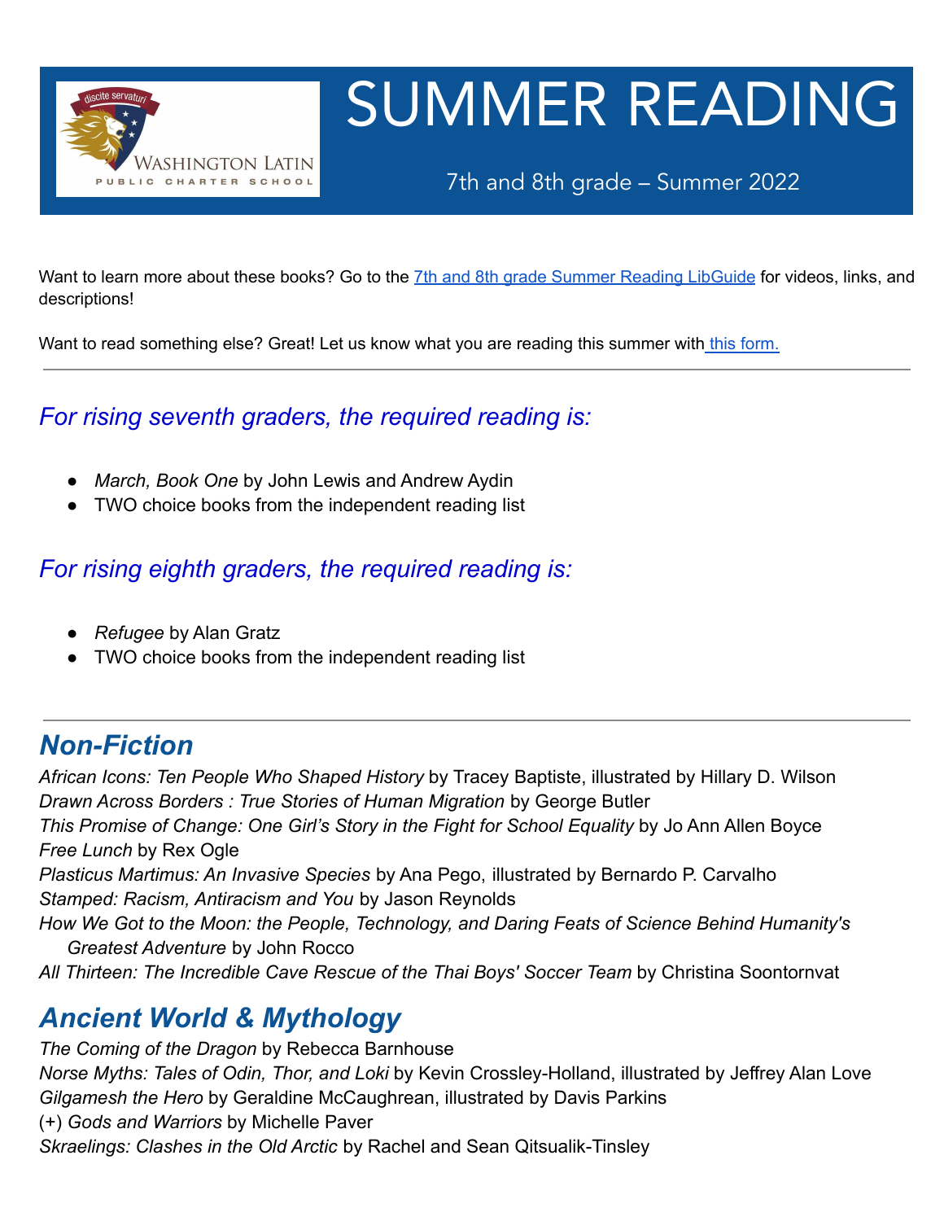# SUMMER READING

7th and 8th grade – Summer 2022

Want to learn more about these books? Go to the 7th and 8th grade Summer Reading LibGuide for videos, links, and descriptions!

Want to read something else? Great! Let us know what you are reading this summer with this form.

---

## *For rising seventh graders, the required reading is:*

- *March, Book One* by John Lewis and Andrew Aydin
- TWO choice books from the independent reading list

## *For rising eighth graders, the required reading is:*

- *Refugee* by Alan Gratz
- TWO choice books from the independent reading list

---

## *Non-Fiction*

*African Icons: Ten People Who Shaped History* by Tracey Baptiste, illustrated by Hillary D. Wilson
*Drawn Across Borders : True Stories of Human Migration* by George Butler
*This Promise of Change: One Girl's Story in the Fight for School Equality* by Jo Ann Allen Boyce
*Free Lunch* by Rex Ogle
*Plasticus Martimus: An Invasive Species* by Ana Pego, illustrated by Bernardo P. Carvalho
*Stamped: Racism, Antiracism and You* by Jason Reynolds
*How We Got to the Moon: the People, Technology, and Daring Feats of Science Behind Humanity's Greatest Adventure* by John Rocco
*All Thirteen: The Incredible Cave Rescue of the Thai Boys' Soccer Team* by Christina Soontornvat

## *Ancient World & Mythology*

*The Coming of the Dragon* by Rebecca Barnhouse
*Norse Myths: Tales of Odin, Thor, and Loki* by Kevin Crossley-Holland, illustrated by Jeffrey Alan Love
*Gilgamesh the Hero* by Geraldine McCaughrean, illustrated by Davis Parkins
(+) *Gods and Warriors* by Michelle Paver
*Skraelings: Clashes in the Old Arctic* by Rachel and Sean Qitsualik-Tinsley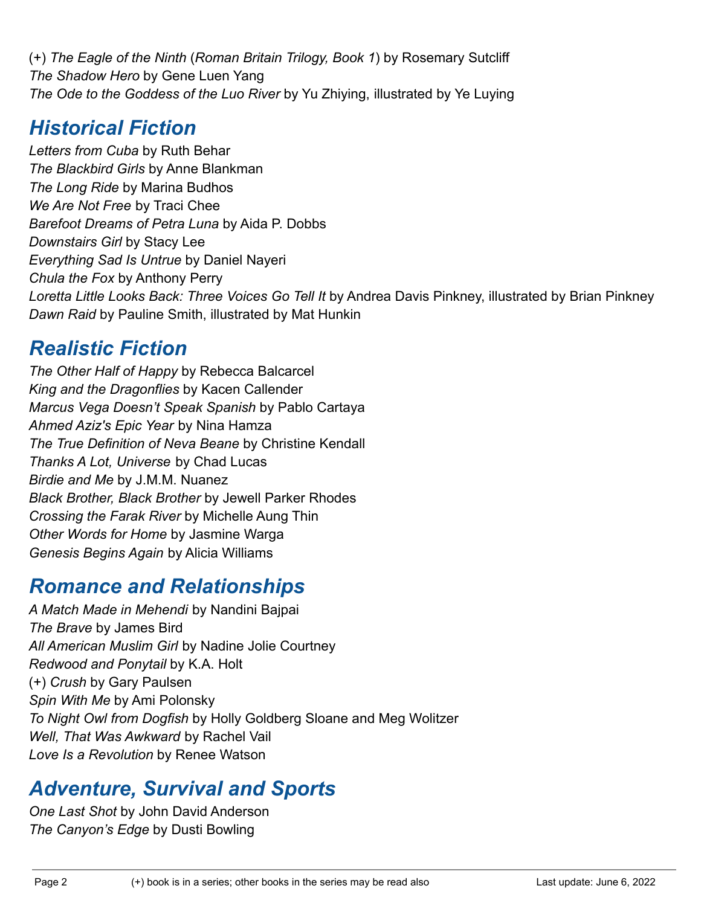(+) *The Eagle of the Ninth* (*Roman Britain Trilogy, Book 1*) by Rosemary Sutcliff
*The Shadow Hero* by Gene Luen Yang
*The Ode to the Goddess of the Luo River* by Yu Zhiying, illustrated by Ye Luying

## *Historical Fiction*

*Letters from Cuba* by Ruth Behar
*The Blackbird Girls* by Anne Blankman
*The Long Ride* by Marina Budhos
*We Are Not Free* by Traci Chee
*Barefoot Dreams of Petra Luna* by Aida P. Dobbs
*Downstairs Girl* by Stacy Lee
*Everything Sad Is Untrue* by Daniel Nayeri
*Chula the Fox* by Anthony Perry
*Loretta Little Looks Back: Three Voices Go Tell It* by Andrea Davis Pinkney, illustrated by Brian Pinkney
*Dawn Raid* by Pauline Smith, illustrated by Mat Hunkin

## *Realistic Fiction*

*The Other Half of Happy* by Rebecca Balcarcel
*King and the Dragonflies* by Kacen Callender
*Marcus Vega Doesn't Speak Spanish* by Pablo Cartaya
*Ahmed Aziz's Epic Year* by Nina Hamza
*The True Definition of Neva Beane* by Christine Kendall
*Thanks A Lot, Universe* by Chad Lucas
*Birdie and Me* by J.M.M. Nuanez
*Black Brother, Black Brother* by Jewell Parker Rhodes
*Crossing the Farak River* by Michelle Aung Thin
*Other Words for Home* by Jasmine Warga
*Genesis Begins Again* by Alicia Williams

## *Romance and Relationships*

*A Match Made in Mehendi* by Nandini Bajpai
*The Brave* by James Bird
*All American Muslim Girl* by Nadine Jolie Courtney
*Redwood and Ponytail* by K.A. Holt
(+) *Crush* by Gary Paulsen
*Spin With Me* by Ami Polonsky
*To Night Owl from Dogfish* by Holly Goldberg Sloane and Meg Wolitzer
*Well, That Was Awkward* by Rachel Vail
*Love Is a Revolution* by Renee Watson

## *Adventure, Survival and Sports*

*One Last Shot* by John David Anderson
*The Canyon's Edge* by Dusti Bowling

(+) book is in a series; other books in the series may be read also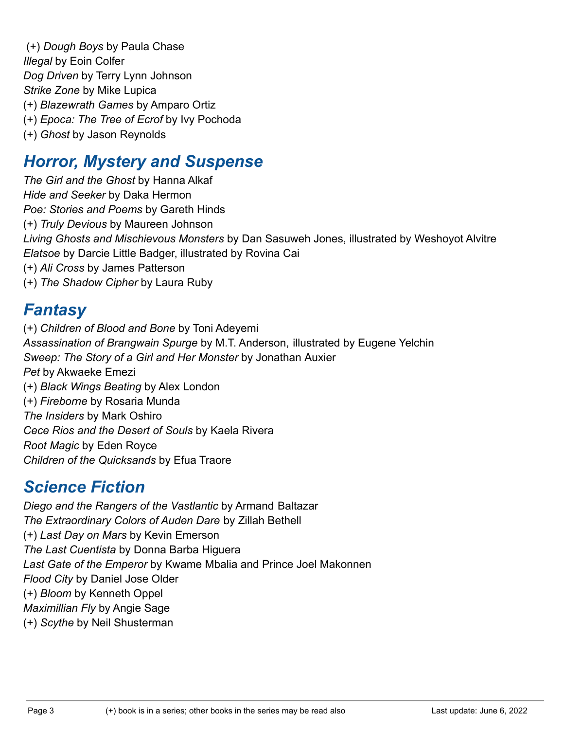(+) *Dough Boys* by Paula Chase
*Illegal* by Eoin Colfer
*Dog Driven* by Terry Lynn Johnson
*Strike Zone* by Mike Lupica
(+) *Blazewrath Games* by Amparo Ortiz
(+) *Epoca: The Tree of Ecrof* by Ivy Pochoda
(+) *Ghost* by Jason Reynolds

## Horror, Mystery and Suspense

*The Girl and the Ghost* by Hanna Alkaf
*Hide and Seeker* by Daka Hermon
*Poe: Stories and Poems* by Gareth Hinds
(+) *Truly Devious* by Maureen Johnson
*Living Ghosts and Mischievous Monsters* by Dan Sasuweh Jones, illustrated by Weshoyot Alvitre
*Elatsoe* by Darcie Little Badger, illustrated by Rovina Cai
(+) *Ali Cross* by James Patterson
(+) *The Shadow Cipher* by Laura Ruby

## Fantasy

(+) *Children of Blood and Bone* by Toni Adeyemi
*Assassination of Brangwain Spurge* by M.T. Anderson, illustrated by Eugene Yelchin
*Sweep: The Story of a Girl and Her Monster* by Jonathan Auxier
*Pet* by Akwaeke Emezi
(+) *Black Wings Beating* by Alex London
(+) *Fireborne* by Rosaria Munda
*The Insiders* by Mark Oshiro
*Cece Rios and the Desert of Souls* by Kaela Rivera
*Root Magic* by Eden Royce
*Children of the Quicksands* by Efua Traore

## Science Fiction

*Diego and the Rangers of the Vastlantic* by Armand Baltazar
*The Extraordinary Colors of Auden Dare* by Zillah Bethell
(+) *Last Day on Mars* by Kevin Emerson
*The Last Cuentista* by Donna Barba Higuera
*Last Gate of the Emperor* by Kwame Mbalia and Prince Joel Makonnen
*Flood City* by Daniel Jose Older
(+) *Bloom* by Kenneth Oppel
*Maximillian Fly* by Angie Sage
(+) *Scythe* by Neil Shusterman

(+) book is in a series; other books in the series may be read also

Last update: June 6, 2022